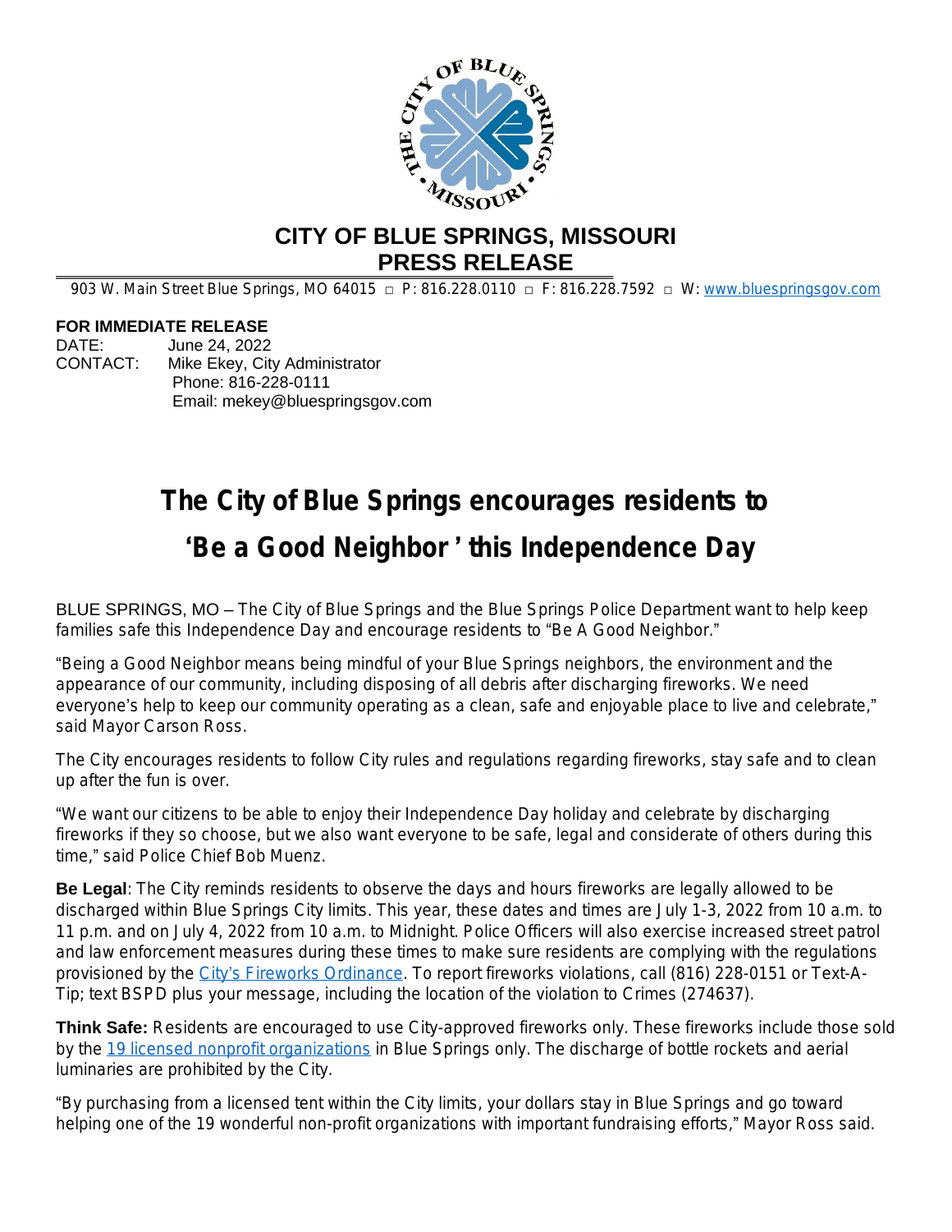# CITY OF BLUE SPRINGS, MISSOURI
# PRESS RELEASE

903 W. Main Street Blue Springs, MO 64015 □ P: 816.228.0110 □ F: 816.228.7592 □ W: www.bluespringsgov.com

**FOR IMMEDIATE RELEASE**
DATE: June 24, 2022
CONTACT: Mike Ekey, City Administrator
Phone: 816-228-0111
Email: mekey@bluespringsgov.com

## The City of Blue Springs encourages residents to 'Be a Good Neighbor' this Independence Day

BLUE SPRINGS, MO – The City of Blue Springs and the Blue Springs Police Department want to help keep families safe this Independence Day and encourage residents to "Be A Good Neighbor."

"Being a Good Neighbor means being mindful of your Blue Springs neighbors, the environment and the appearance of our community, including disposing of all debris after discharging fireworks. We need everyone's help to keep our community operating as a clean, safe and enjoyable place to live and celebrate," said Mayor Carson Ross.

The City encourages residents to follow City rules and regulations regarding fireworks, stay safe and to clean up after the fun is over.

"We want our citizens to be able to enjoy their Independence Day holiday and celebrate by discharging fireworks if they so choose, but we also want everyone to be safe, legal and considerate of others during this time," said Police Chief Bob Muenz.

**Be Legal**: The City reminds residents to observe the days and hours fireworks are legally allowed to be discharged within Blue Springs City limits. This year, these dates and times are July 1-3, 2022 from 10 a.m. to 11 p.m. and on July 4, 2022 from 10 a.m. to Midnight. Police Officers will also exercise increased street patrol and law enforcement measures during these times to make sure residents are complying with the regulations provisioned by the City's Fireworks Ordinance. To report fireworks violations, call (816) 228-0151 or Text-A-Tip; text BSPD plus your message, including the location of the violation to Crimes (274637).

**Think Safe:** Residents are encouraged to use City-approved fireworks only. These fireworks include those sold by the 19 licensed nonprofit organizations in Blue Springs only. The discharge of bottle rockets and aerial luminaries are prohibited by the City.

"By purchasing from a licensed tent within the City limits, your dollars stay in Blue Springs and go toward helping one of the 19 wonderful non-profit organizations with important fundraising efforts," Mayor Ross said.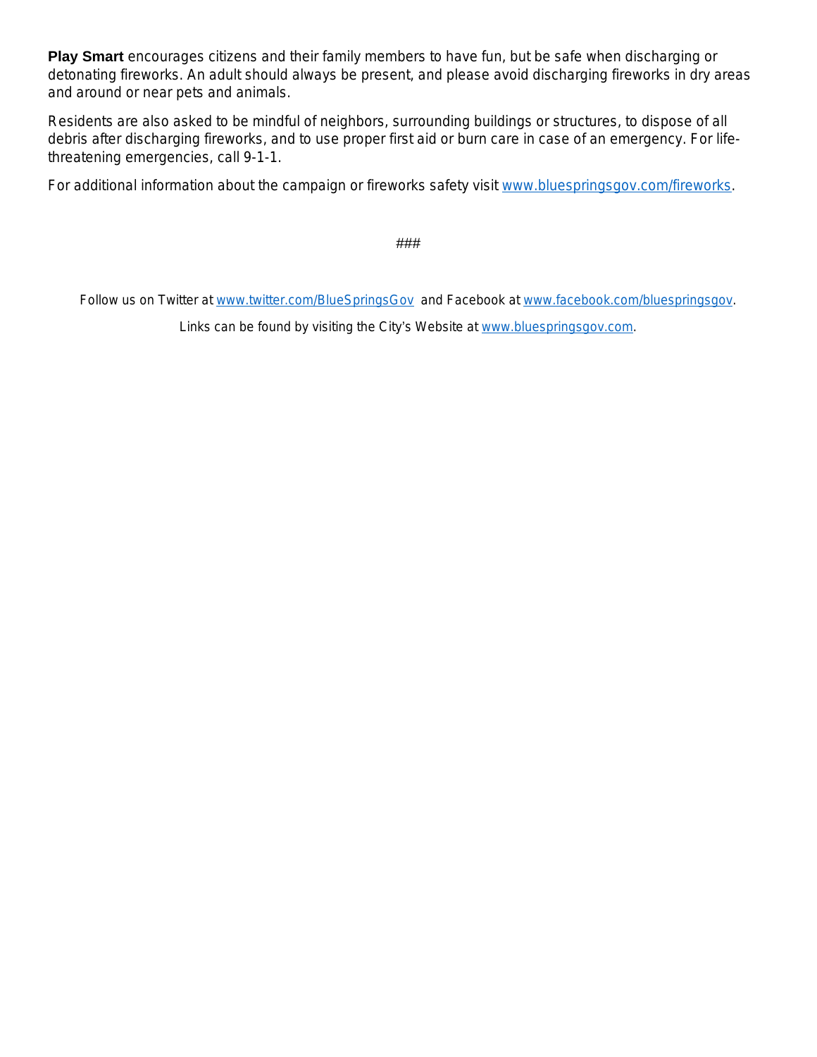**Play Smart** encourages citizens and their family members to have fun, but be safe when discharging or detonating fireworks. An adult should always be present, and please avoid discharging fireworks in dry areas and around or near pets and animals.

Residents are also asked to be mindful of neighbors, surrounding buildings or structures, to dispose of all debris after discharging fireworks, and to use proper first aid or burn care in case of an emergency. For life-threatening emergencies, call 9-1-1.

For additional information about the campaign or fireworks safety visit [www.bluespringsgov.com/fireworks](www.bluespringsgov.com/fireworks).

###

Follow us on Twitter at [www.twitter.com/BlueSpringsGov](www.twitter.com/BlueSpringsGov) and Facebook at [www.facebook.com/bluespringsgov](www.facebook.com/bluespringsgov).

Links can be found by visiting the City's Website at [www.bluespringsgov.com](www.bluespringsgov.com).